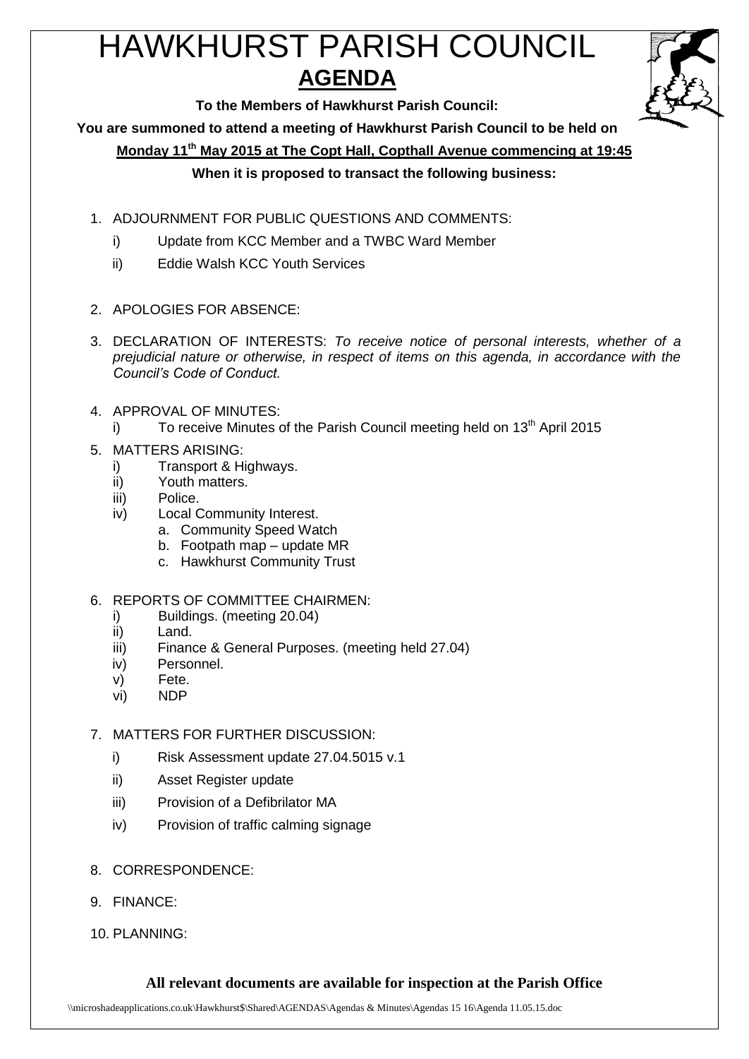# HAWKHURST PARISH COUNCIL

## AGENDA

**To the Members of Hawkhurst Parish Council:**

**You are summoned to attend a meeting of Hawkhurst Parish Council to be held on**

**Monday 11th May 2015 at The Copt Hall, Copthall Avenue commencing at 19:45**

**When it is proposed to transact the following business:**

1. ADJOURNMENT FOR PUBLIC QUESTIONS AND COMMENTS:
   - i) Update from KCC Member and a TWBC Ward Member
   - ii) Eddie Walsh KCC Youth Services

2. APOLOGIES FOR ABSENCE:

3. DECLARATION OF INTERESTS: *To receive notice of personal interests, whether of a prejudicial nature or otherwise, in respect of items on this agenda, in accordance with the Council's Code of Conduct.*

4. APPROVAL OF MINUTES:
   - i) To receive Minutes of the Parish Council meeting held on 13th April 2015

5. MATTERS ARISING:
   - i) Transport & Highways.
   - ii) Youth matters.
   - iii) Police.
   - iv) Local Community Interest.
     - a. Community Speed Watch
     - b. Footpath map – update MR
     - c. Hawkhurst Community Trust

6. REPORTS OF COMMITTEE CHAIRMEN:
   - i) Buildings. (meeting 20.04)
   - ii) Land.
   - iii) Finance & General Purposes. (meeting held 27.04)
   - iv) Personnel.
   - v) Fete.
   - vi) NDP

7. MATTERS FOR FURTHER DISCUSSION:
   - i) Risk Assessment update 27.04.5015 v.1
   - ii) Asset Register update
   - iii) Provision of a Defibrilator MA
   - iv) Provision of traffic calming signage

8. CORRESPONDENCE:

9. FINANCE:

10. PLANNING:

**All relevant documents are available for inspection at the Parish Office**

\\microshadeapplications.co.uk\Hawkhurst$\Shared\AGENDAS\Agendas & Minutes\Agendas 15 16\Agenda 11.05.15.doc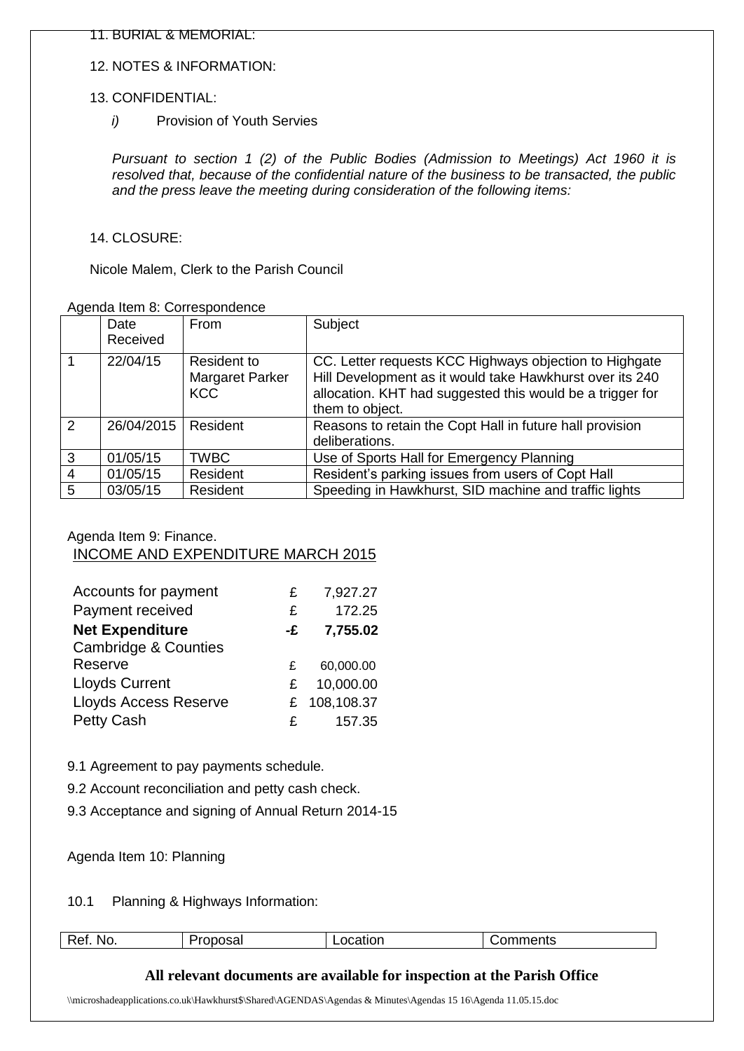11. BURIAL & MEMORIAL:

12. NOTES & INFORMATION:

13. CONFIDENTIAL:

   *i)* Provision of Youth Servies

   *Pursuant to section 1 (2) of the Public Bodies (Admission to Meetings) Act 1960 it is resolved that, because of the confidential nature of the business to be transacted, the public and the press leave the meeting during consideration of the following items:*

14. CLOSURE:

Nicole Malem, Clerk to the Parish Council

Agenda Item 8: Correspondence

| | Date Received | From | Subject |
|---|---|---|---|
| 1 | 22/04/15 | Resident to Margaret Parker KCC | CC. Letter requests KCC Highways objection to Highgate Hill Development as it would take Hawkhurst over its 240 allocation. KHT had suggested this would be a trigger for them to object. |
| 2 | 26/04/2015 | Resident | Reasons to retain the Copt Hall in future hall provision deliberations. |
| 3 | 01/05/15 | TWBC | Use of Sports Hall for Emergency Planning |
| 4 | 01/05/15 | Resident | Resident's parking issues from users of Copt Hall |
| 5 | 03/05/15 | Resident | Speeding in Hawkhurst, SID machine and traffic lights |

Agenda Item 9: Finance.

INCOME AND EXPENDITURE MARCH 2015

| | | |
|---|---|---|
| Accounts for payment | £ | 7,927.27 |
| Payment received | £ | 172.25 |
| **Net Expenditure** | **-£** | **7,755.02** |
| Cambridge & Counties Reserve | £ | 60,000.00 |
| Lloyds Current | £ | 10,000.00 |
| Lloyds Access Reserve | £ | 108,108.37 |
| Petty Cash | £ | 157.35 |

9.1 Agreement to pay payments schedule.

9.2 Account reconciliation and petty cash check.

9.3 Acceptance and signing of Annual Return 2014-15

Agenda Item 10: Planning

10.1 Planning & Highways Information:

| Ref. No. | Proposal | Location | Comments |
|---|---|---|---|

**All relevant documents are available for inspection at the Parish Office**

\\microshadeapplications.co.uk\Hawkhurst$\Shared\AGENDAS\Agendas & Minutes\Agendas 15 16\Agenda 11.05.15.doc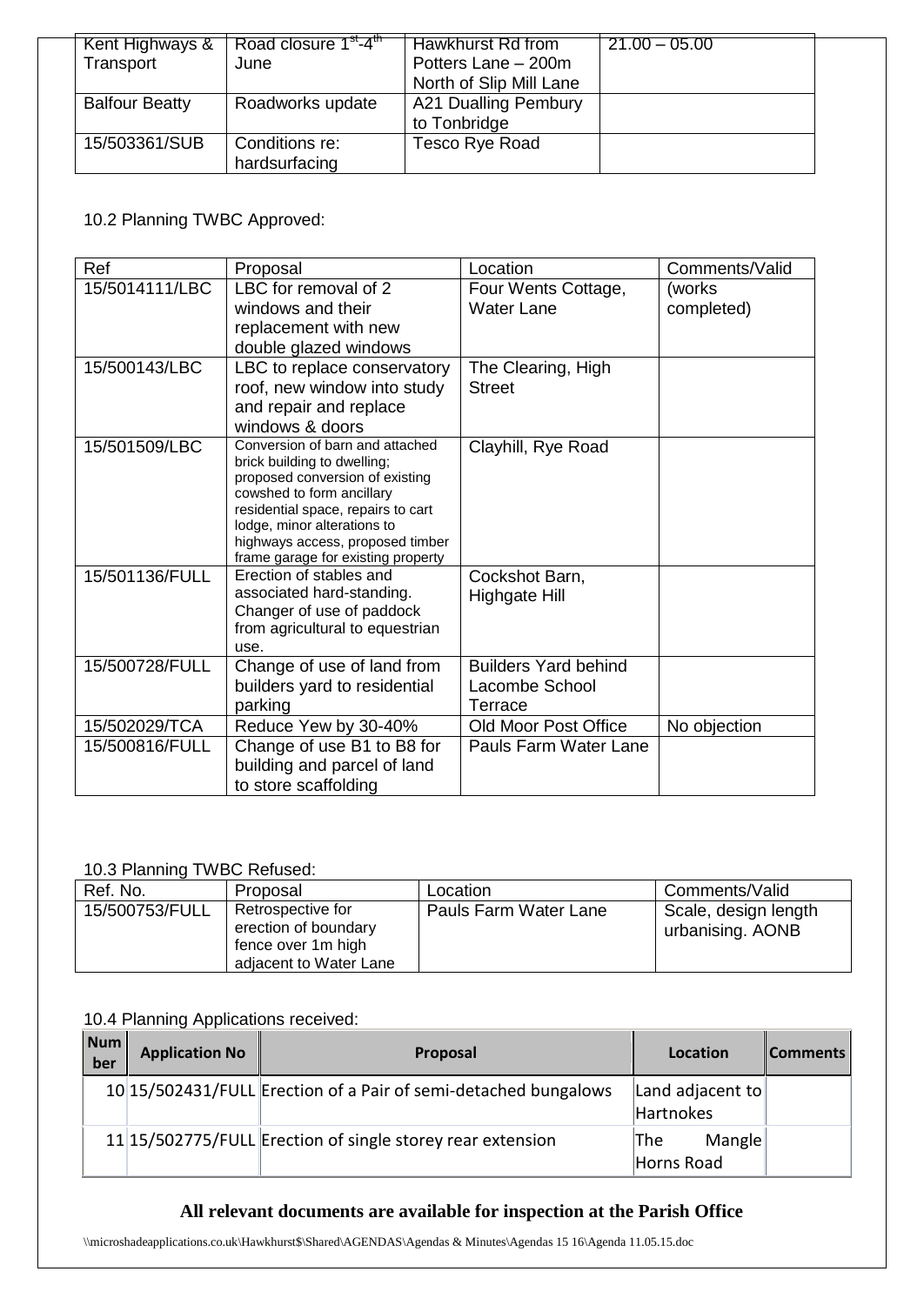| Kent Highways & Transport | Road closure 1st-4th June | Hawkhurst Rd from Potters Lane – 200m North of Slip Mill Lane | 21.00 – 05.00 |
|---|---|---|---|
| Balfour Beatty | Roadworks update | A21 Dualling Pembury to Tonbridge | |
| 15/503361/SUB | Conditions re: hardsurfacing | Tesco Rye Road | |

10.2 Planning TWBC Approved:

| Ref | Proposal | Location | Comments/Valid |
|---|---|---|---|
| 15/5014111/LBC | LBC for removal of 2 windows and their replacement with new double glazed windows | Four Wents Cottage, Water Lane | (works completed) |
| 15/500143/LBC | LBC to replace conservatory roof, new window into study and repair and replace windows & doors | The Clearing, High Street | |
| 15/501509/LBC | Conversion of barn and attached brick building to dwelling; proposed conversion of existing cowshed to form ancillary residential space, repairs to cart lodge, minor alterations to highways access, proposed timber frame garage for existing property | Clayhill, Rye Road | |
| 15/501136/FULL | Erection of stables and associated hard-standing. Changer of use of paddock from agricultural to equestrian use. | Cockshot Barn, Highgate Hill | |
| 15/500728/FULL | Change of use of land from builders yard to residential parking | Builders Yard behind Lacombe School Terrace | |
| 15/502029/TCA | Reduce Yew by 30-40% | Old Moor Post Office | No objection |
| 15/500816/FULL | Change of use B1 to B8 for building and parcel of land to store scaffolding | Pauls Farm Water Lane | |

10.3 Planning TWBC Refused:

| Ref. No. | Proposal | Location | Comments/Valid |
|---|---|---|---|
| 15/500753/FULL | Retrospective for erection of boundary fence over 1m high adjacent to Water Lane | Pauls Farm Water Lane | Scale, design length urbanising. AONB |

10.4 Planning Applications received:

| Number | Application No | Proposal | Location | Comments |
|---|---|---|---|---|
| 10 | 15/502431/FULL | Erection of a Pair of semi-detached bungalows | Land adjacent to Hartnokes | |
| 11 | 15/502775/FULL | Erection of single storey rear extension | The Mangle Horns Road | |

**All relevant documents are available for inspection at the Parish Office**

\\microshadeapplications.co.uk\Hawkhurst$\Shared\AGENDAS\Agendas & Minutes\Agendas 15 16\Agenda 11.05.15.doc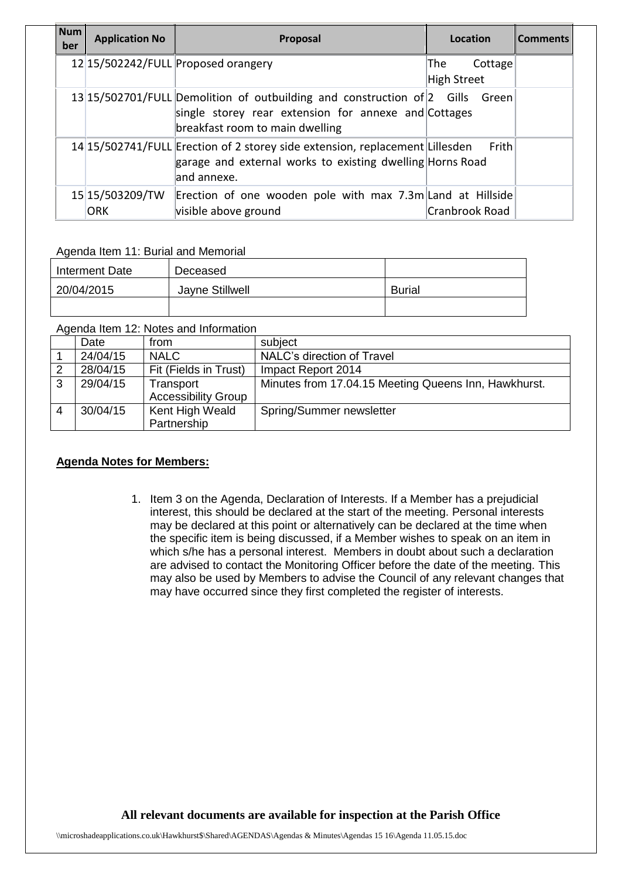| Number | Application No | Proposal | Location | Comments |
|---|---|---|---|---|
| 12 | 15/502242/FULL | Proposed orangery | The Cottage High Street | |
| 13 | 15/502701/FULL | Demolition of outbuilding and construction of single storey rear extension for annexe and breakfast room to main dwelling | 2 Gills Green Cottages | |
| 14 | 15/502741/FULL | Erection of 2 storey side extension, replacement garage and external works to existing dwelling and annexe. | Lillesden Frith Horns Road | |
| 15 | 15/503209/TWORK | Erection of one wooden pole with max 7.3m visible above ground | Land at Hillside Cranbrook Road | |

Agenda Item 11: Burial and Memorial

| Interment Date | Deceased | |
|---|---|---|
| 20/04/2015 | Jayne Stillwell | Burial |
| | | |

Agenda Item 12: Notes and Information

| | Date | from | subject |
|---|---|---|---|
| 1 | 24/04/15 | NALC | NALC's direction of Travel |
| 2 | 28/04/15 | Fit (Fields in Trust) | Impact Report 2014 |
| 3 | 29/04/15 | Transport Accessibility Group | Minutes from 17.04.15 Meeting Queens Inn, Hawkhurst. |
| 4 | 30/04/15 | Kent High Weald Partnership | Spring/Summer newsletter |

**Agenda Notes for Members:**

1. Item 3 on the Agenda, Declaration of Interests. If a Member has a prejudicial interest, this should be declared at the start of the meeting. Personal interests may be declared at this point or alternatively can be declared at the time when the specific item is being discussed, if a Member wishes to speak on an item in which s/he has a personal interest. Members in doubt about such a declaration are advised to contact the Monitoring Officer before the date of the meeting. This may also be used by Members to advise the Council of any relevant changes that may have occurred since they first completed the register of interests.

**All relevant documents are available for inspection at the Parish Office**

\\microshadeapplications.co.uk\Hawkhurst$\Shared\AGENDAS\Agendas & Minutes\Agendas 15 16\Agenda 11.05.15.doc